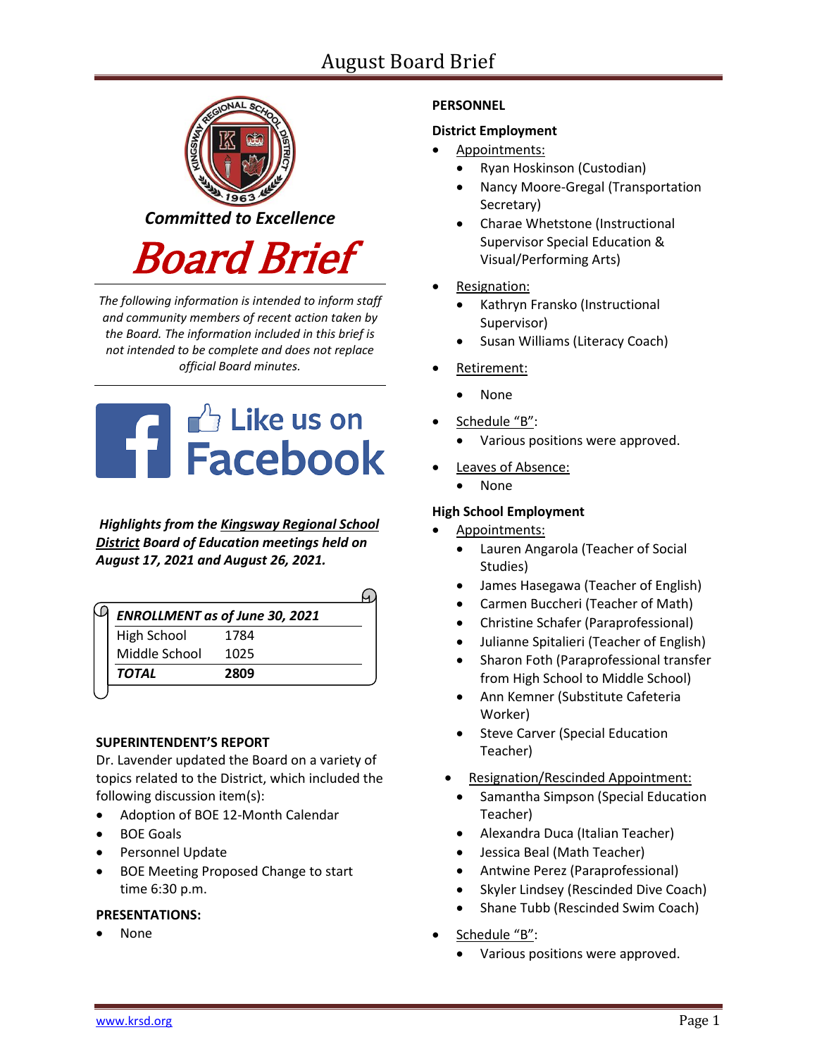Committed to Excellence

# Board Brief

*The following information is intended to inform staff and community members of recent action taken by the Board. The information included in this brief is not intended to be complete and does not replace official Board minutes.*

Like us on Facebook

***Highlights from the Kingsway Regional School District Board of Education meetings held on August 17, 2021 and August 26, 2021.***

| *ENROLLMENT as of June 30, 2021* | |
|---|---|
| High School | 1784 |
| Middle School | 1025 |
| ***TOTAL*** | **2809** |

**SUPERINTENDENT'S REPORT**

Dr. Lavender updated the Board on a variety of topics related to the District, which included the following discussion item(s):

- Adoption of BOE 12-Month Calendar
- BOE Goals
- Personnel Update
- BOE Meeting Proposed Change to start time 6:30 p.m.

**PRESENTATIONS:**

- None

**PERSONNEL**

**District Employment**

- Appointments:
  - Ryan Hoskinson (Custodian)
  - Nancy Moore-Gregal (Transportation Secretary)
  - Charae Whetstone (Instructional Supervisor Special Education & Visual/Performing Arts)
- Resignation:
  - Kathryn Fransko (Instructional Supervisor)
  - Susan Williams (Literacy Coach)
- Retirement:
  - None
- Schedule "B":
  - Various positions were approved.
- Leaves of Absence:
  - None

**High School Employment**

- Appointments:
  - Lauren Angarola (Teacher of Social Studies)
  - James Hasegawa (Teacher of English)
  - Carmen Buccheri (Teacher of Math)
  - Christine Schafer (Paraprofessional)
  - Julianne Spitalieri (Teacher of English)
  - Sharon Foth (Paraprofessional transfer from High School to Middle School)
  - Ann Kemner (Substitute Cafeteria Worker)
  - Steve Carver (Special Education Teacher)
- Resignation/Rescinded Appointment:
  - Samantha Simpson (Special Education Teacher)
  - Alexandra Duca (Italian Teacher)
  - Jessica Beal (Math Teacher)
  - Antwine Perez (Paraprofessional)
  - Skyler Lindsey (Rescinded Dive Coach)
  - Shane Tubb (Rescinded Swim Coach)
- Schedule "B":
  - Various positions were approved.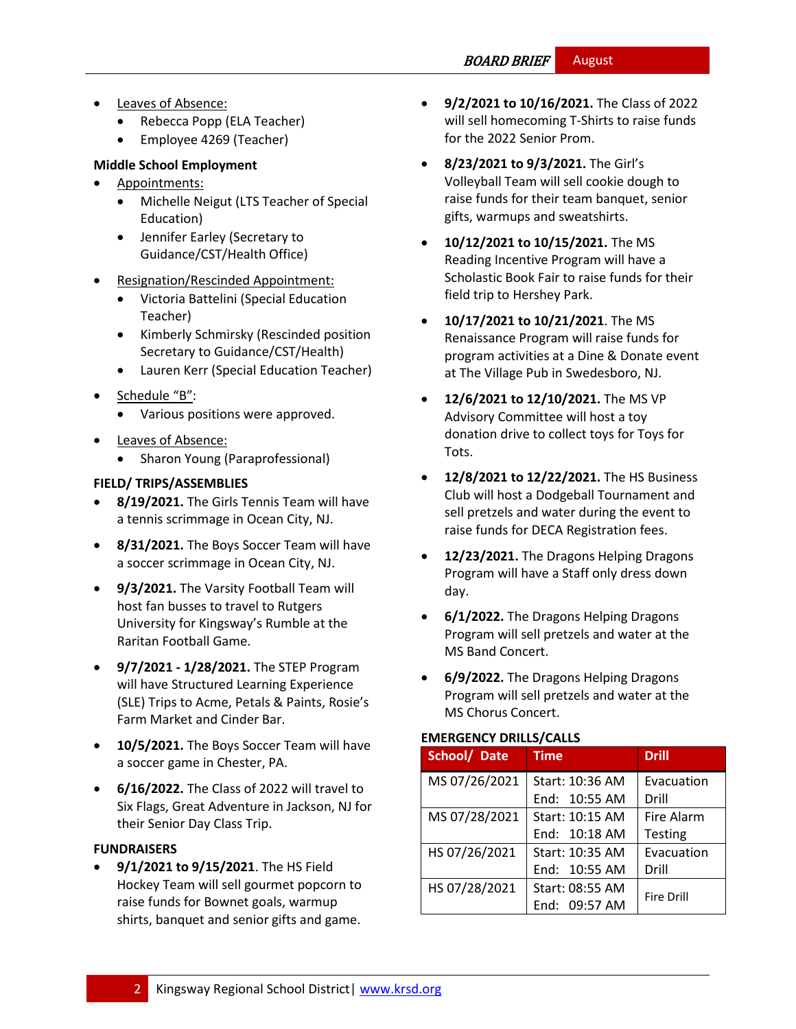- Leaves of Absence:
  - Rebecca Popp (ELA Teacher)
  - Employee 4269 (Teacher)

**Middle School Employment**

- Appointments:
  - Michelle Neigut (LTS Teacher of Special Education)
  - Jennifer Earley (Secretary to Guidance/CST/Health Office)
- Resignation/Rescinded Appointment:
  - Victoria Battelini (Special Education Teacher)
  - Kimberly Schmirsky (Rescinded position Secretary to Guidance/CST/Health)
  - Lauren Kerr (Special Education Teacher)
- Schedule "B":
  - Various positions were approved.
- Leaves of Absence:
  - Sharon Young (Paraprofessional)

**FIELD/ TRIPS/ASSEMBLIES**

- **8/19/2021.** The Girls Tennis Team will have a tennis scrimmage in Ocean City, NJ.
- **8/31/2021.** The Boys Soccer Team will have a soccer scrimmage in Ocean City, NJ.
- **9/3/2021.** The Varsity Football Team will host fan busses to travel to Rutgers University for Kingsway's Rumble at the Raritan Football Game.
- **9/7/2021 - 1/28/2021.** The STEP Program will have Structured Learning Experience (SLE) Trips to Acme, Petals & Paints, Rosie's Farm Market and Cinder Bar.
- **10/5/2021.** The Boys Soccer Team will have a soccer game in Chester, PA.
- **6/16/2022.** The Class of 2022 will travel to Six Flags, Great Adventure in Jackson, NJ for their Senior Day Class Trip.

**FUNDRAISERS**

- **9/1/2021 to 9/15/2021**. The HS Field Hockey Team will sell gourmet popcorn to raise funds for Bownet goals, warmup shirts, banquet and senior gifts and game.
- **9/2/2021 to 10/16/2021.** The Class of 2022 will sell homecoming T-Shirts to raise funds for the 2022 Senior Prom.
- **8/23/2021 to 9/3/2021.** The Girl's Volleyball Team will sell cookie dough to raise funds for their team banquet, senior gifts, warmups and sweatshirts.
- **10/12/2021 to 10/15/2021.** The MS Reading Incentive Program will have a Scholastic Book Fair to raise funds for their field trip to Hershey Park.
- **10/17/2021 to 10/21/2021**. The MS Renaissance Program will raise funds for program activities at a Dine & Donate event at The Village Pub in Swedesboro, NJ.
- **12/6/2021 to 12/10/2021.** The MS VP Advisory Committee will host a toy donation drive to collect toys for Toys for Tots.
- **12/8/2021 to 12/22/2021.** The HS Business Club will host a Dodgeball Tournament and sell pretzels and water during the event to raise funds for DECA Registration fees.
- **12/23/2021.** The Dragons Helping Dragons Program will have a Staff only dress down day.
- **6/1/2022.** The Dragons Helping Dragons Program will sell pretzels and water at the MS Band Concert.
- **6/9/2022.** The Dragons Helping Dragons Program will sell pretzels and water at the MS Chorus Concert.

**EMERGENCY DRILLS/CALLS**

| School/ Date | Time | Drill |
|---|---|---|
| MS 07/26/2021 | Start: 10:36 AM End: 10:55 AM | Evacuation Drill |
| MS 07/28/2021 | Start: 10:15 AM End: 10:18 AM | Fire Alarm Testing |
| HS 07/26/2021 | Start: 10:35 AM End: 10:55 AM | Evacuation Drill |
| HS 07/28/2021 | Start: 08:55 AM End: 09:57 AM | Fire Drill |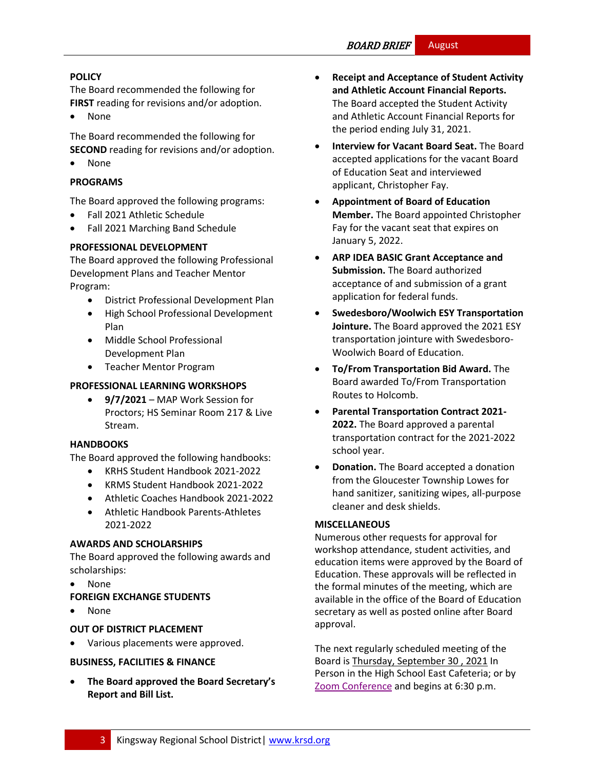**POLICY**

The Board recommended the following for **FIRST** reading for revisions and/or adoption.

- None

The Board recommended the following for **SECOND** reading for revisions and/or adoption.

- None

**PROGRAMS**

The Board approved the following programs:

- Fall 2021 Athletic Schedule
- Fall 2021 Marching Band Schedule

**PROFESSIONAL DEVELOPMENT**

The Board approved the following Professional Development Plans and Teacher Mentor Program:

- District Professional Development Plan
- High School Professional Development Plan
- Middle School Professional Development Plan
- Teacher Mentor Program

**PROFESSIONAL LEARNING WORKSHOPS**

- **9/7/2021** – MAP Work Session for Proctors; HS Seminar Room 217 & Live Stream.

**HANDBOOKS**

The Board approved the following handbooks:

- KRHS Student Handbook 2021-2022
- KRMS Student Handbook 2021-2022
- Athletic Coaches Handbook 2021-2022
- Athletic Handbook Parents-Athletes 2021-2022

**AWARDS AND SCHOLARSHIPS**

The Board approved the following awards and scholarships:

- None

**FOREIGN EXCHANGE STUDENTS**

- None

**OUT OF DISTRICT PLACEMENT**

- Various placements were approved.

**BUSINESS, FACILITIES & FINANCE**

- **The Board approved the Board Secretary's Report and Bill List.**
- **Receipt and Acceptance of Student Activity and Athletic Account Financial Reports.** The Board accepted the Student Activity and Athletic Account Financial Reports for the period ending July 31, 2021.
- **Interview for Vacant Board Seat.** The Board accepted applications for the vacant Board of Education Seat and interviewed applicant, Christopher Fay.
- **Appointment of Board of Education Member.** The Board appointed Christopher Fay for the vacant seat that expires on January 5, 2022.
- **ARP IDEA BASIC Grant Acceptance and Submission.** The Board authorized acceptance of and submission of a grant application for federal funds.
- **Swedesboro/Woolwich ESY Transportation Jointure.** The Board approved the 2021 ESY transportation jointure with Swedesboro-Woolwich Board of Education.
- **To/From Transportation Bid Award.** The Board awarded To/From Transportation Routes to Holcomb.
- **Parental Transportation Contract 2021-2022.** The Board approved a parental transportation contract for the 2021-2022 school year.
- **Donation.** The Board accepted a donation from the Gloucester Township Lowes for hand sanitizer, sanitizing wipes, all-purpose cleaner and desk shields.

**MISCELLANEOUS**

Numerous other requests for approval for workshop attendance, student activities, and education items were approved by the Board of Education. These approvals will be reflected in the formal minutes of the meeting, which are available in the office of the Board of Education secretary as well as posted online after Board approval.

The next regularly scheduled meeting of the Board is Thursday, September 30 , 2021 In Person in the High School East Cafeteria; or by Zoom Conference and begins at 6:30 p.m.